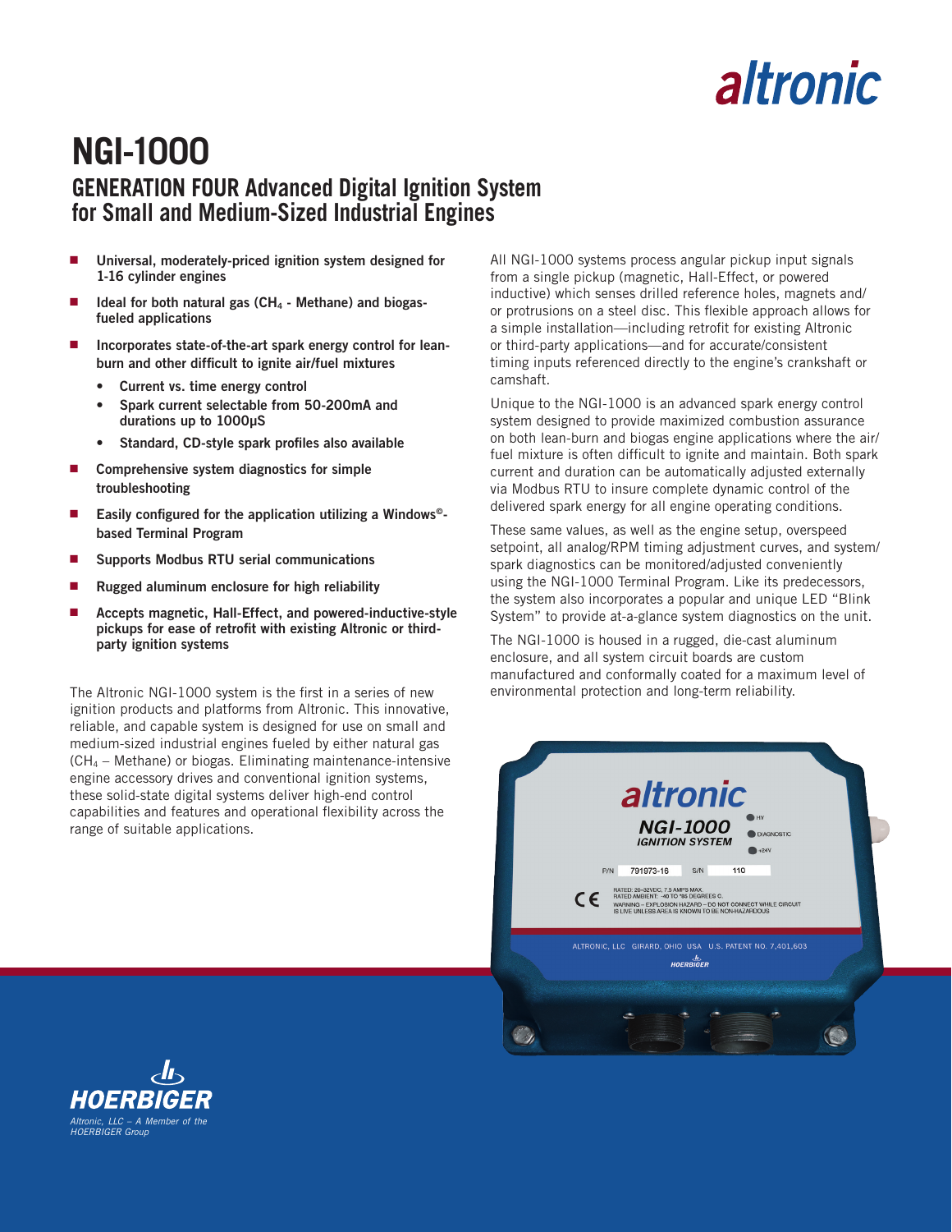altronic

# NGI-1000

## GENERATION FOUR Advanced Digital Ignition System for Small and Medium-Sized Industrial Engines

- **Universal, moderately-priced ignition system designed for 1-16 cylinder engines**
- **Ideal for both natural gas ($CH_4$ - Methane) and biogas-fueled applications**
- **Incorporates state-of-the-art spark energy control for lean-burn and other difficult to ignite air/fuel mixtures**
  - **Current vs. time energy control**
  - **Spark current selectable from 50-200mA and durations up to 1000µS**
  - **Standard, CD-style spark profiles also available**
- **Comprehensive system diagnostics for simple troubleshooting**
- **Easily configured for the application utilizing a Windows®-based Terminal Program**
- **Supports Modbus RTU serial communications**
- **Rugged aluminum enclosure for high reliability**
- **Accepts magnetic, Hall-Effect, and powered-inductive-style pickups for ease of retrofit with existing Altronic or third-party ignition systems**

The Altronic NGI-1000 system is the first in a series of new ignition products and platforms from Altronic. This innovative, reliable, and capable system is designed for use on small and medium-sized industrial engines fueled by either natural gas ($CH_4$ – Methane) or biogas. Eliminating maintenance-intensive engine accessory drives and conventional ignition systems, these solid-state digital systems deliver high-end control capabilities and features and operational flexibility across the range of suitable applications.

All NGI-1000 systems process angular pickup input signals from a single pickup (magnetic, Hall-Effect, or powered inductive) which senses drilled reference holes, magnets and/or protrusions on a steel disc. This flexible approach allows for a simple installation—including retrofit for existing Altronic or third-party applications—and for accurate/consistent timing inputs referenced directly to the engine's crankshaft or camshaft.

Unique to the NGI-1000 is an advanced spark energy control system designed to provide maximized combustion assurance on both lean-burn and biogas engine applications where the air/fuel mixture is often difficult to ignite and maintain. Both spark current and duration can be automatically adjusted externally via Modbus RTU to insure complete dynamic control of the delivered spark energy for all engine operating conditions.

These same values, as well as the engine setup, overspeed setpoint, all analog/RPM timing adjustment curves, and system/spark diagnostics can be monitored/adjusted conveniently using the NGI-1000 Terminal Program. Like its predecessors, the system also incorporates a popular and unique LED "Blink System" to provide at-a-glance system diagnostics on the unit.

The NGI-1000 is housed in a rugged, die-cast aluminum enclosure, and all system circuit boards are custom manufactured and conformally coated for a maximum level of environmental protection and long-term reliability.

HOERBIGER

*Altronic, LLC – A Member of the HOERBIGER Group*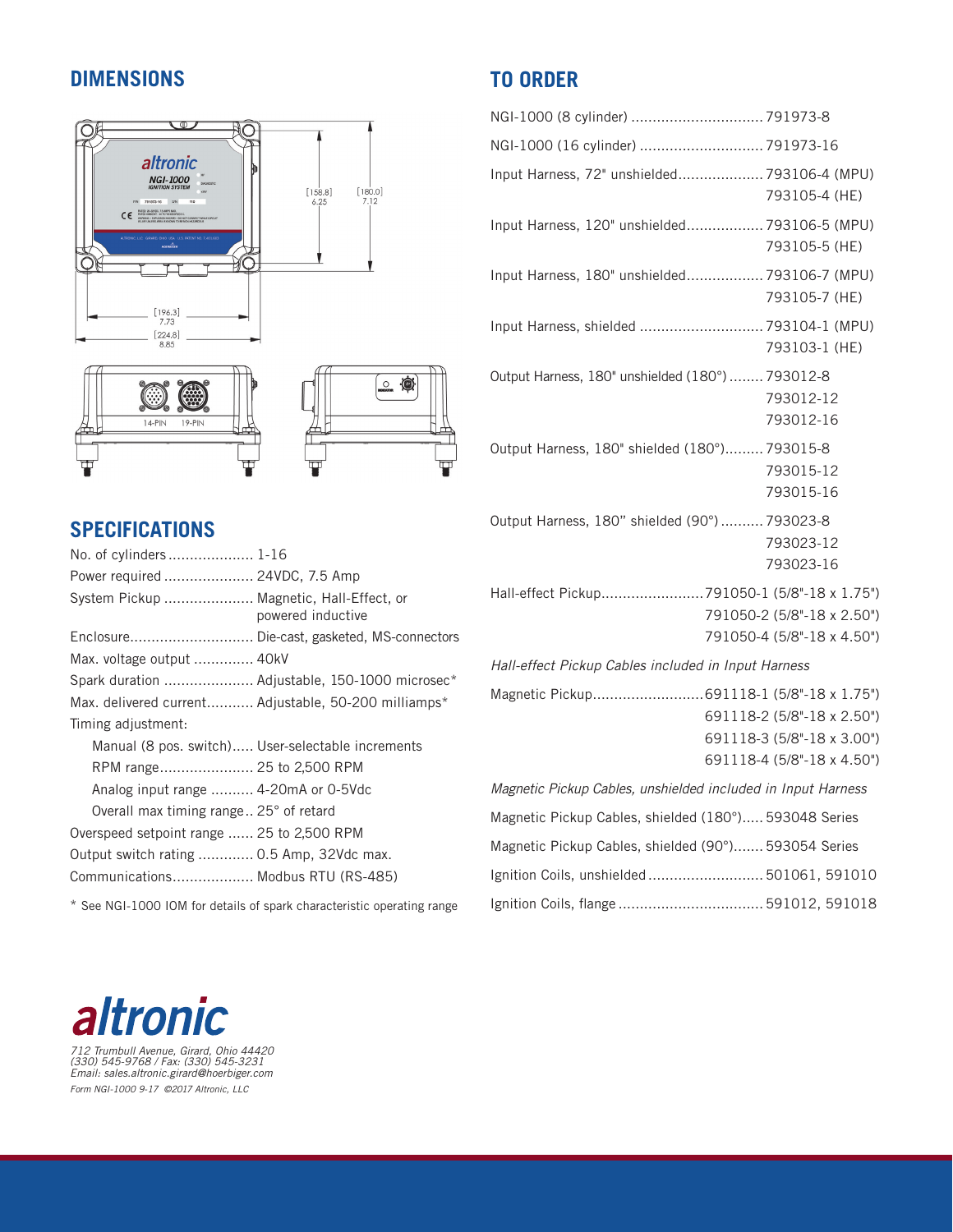## DIMENSIONS

[158.8]
6.25

[180.0]
7.12

[196.3]
7.73

[224.8]
8.85

14-PIN 19-PIN

## SPECIFICATIONS

| | |
|---|---|
| No. of cylinders | 1-16 |
| Power required | 24VDC, 7.5 Amp |
| System Pickup | Magnetic, Hall-Effect, or powered inductive |
| Enclosure | Die-cast, gasketed, MS-connectors |
| Max. voltage output | 40kV |
| Spark duration | Adjustable, 150-1000 microsec* |
| Max. delivered current | Adjustable, 50-200 milliamps* |
| Timing adjustment: | |
| Manual (8 pos. switch) | User-selectable increments |
| RPM range | 25 to 2,500 RPM |
| Analog input range | 4-20mA or 0-5Vdc |
| Overall max timing range | 25° of retard |
| Overspeed setpoint range | 25 to 2,500 RPM |
| Output switch rating | 0.5 Amp, 32Vdc max. |
| Communications | Modbus RTU (RS-485) |

* See NGI-1000 IOM for details of spark characteristic operating range

## TO ORDER

| | |
|---|---|
| NGI-1000 (8 cylinder) | 791973-8 |
| NGI-1000 (16 cylinder) | 791973-16 |
| Input Harness, 72" unshielded | 793106-4 (MPU)<br>793105-4 (HE) |
| Input Harness, 120" unshielded | 793106-5 (MPU)<br>793105-5 (HE) |
| Input Harness, 180" unshielded | 793106-7 (MPU)<br>793105-7 (HE) |
| Input Harness, shielded | 793104-1 (MPU)<br>793103-1 (HE) |
| Output Harness, 180" unshielded (180°) | 793012-8<br>793012-12<br>793012-16 |
| Output Harness, 180" shielded (180°) | 793015-8<br>793015-12<br>793015-16 |
| Output Harness, 180" shielded (90°) | 793023-8<br>793023-12<br>793023-16 |
| Hall-effect Pickup | 791050-1 (5/8"-18 x 1.75")<br>791050-2 (5/8"-18 x 2.50")<br>791050-4 (5/8"-18 x 4.50") |

*Hall-effect Pickup Cables included in Input Harness*

| | |
|---|---|
| Magnetic Pickup | 691118-1 (5/8"-18 x 1.75")<br>691118-2 (5/8"-18 x 2.50")<br>691118-3 (5/8"-18 x 3.00")<br>691118-4 (5/8"-18 x 4.50") |

*Magnetic Pickup Cables, unshielded included in Input Harness*

| | |
|---|---|
| Magnetic Pickup Cables, shielded (180°) | 593048 Series |
| Magnetic Pickup Cables, shielded (90°) | 593054 Series |
| Ignition Coils, unshielded | 501061, 591010 |
| Ignition Coils, flange | 591012, 591018 |

**altronic**

*712 Trumbull Avenue, Girard, Ohio 44420*
*(330) 545-9768 / Fax: (330) 545-3231*
*Email: sales.altronic.girard@hoerbiger.com*

*Form NGI-1000 9-17 ©2017 Altronic, LLC*